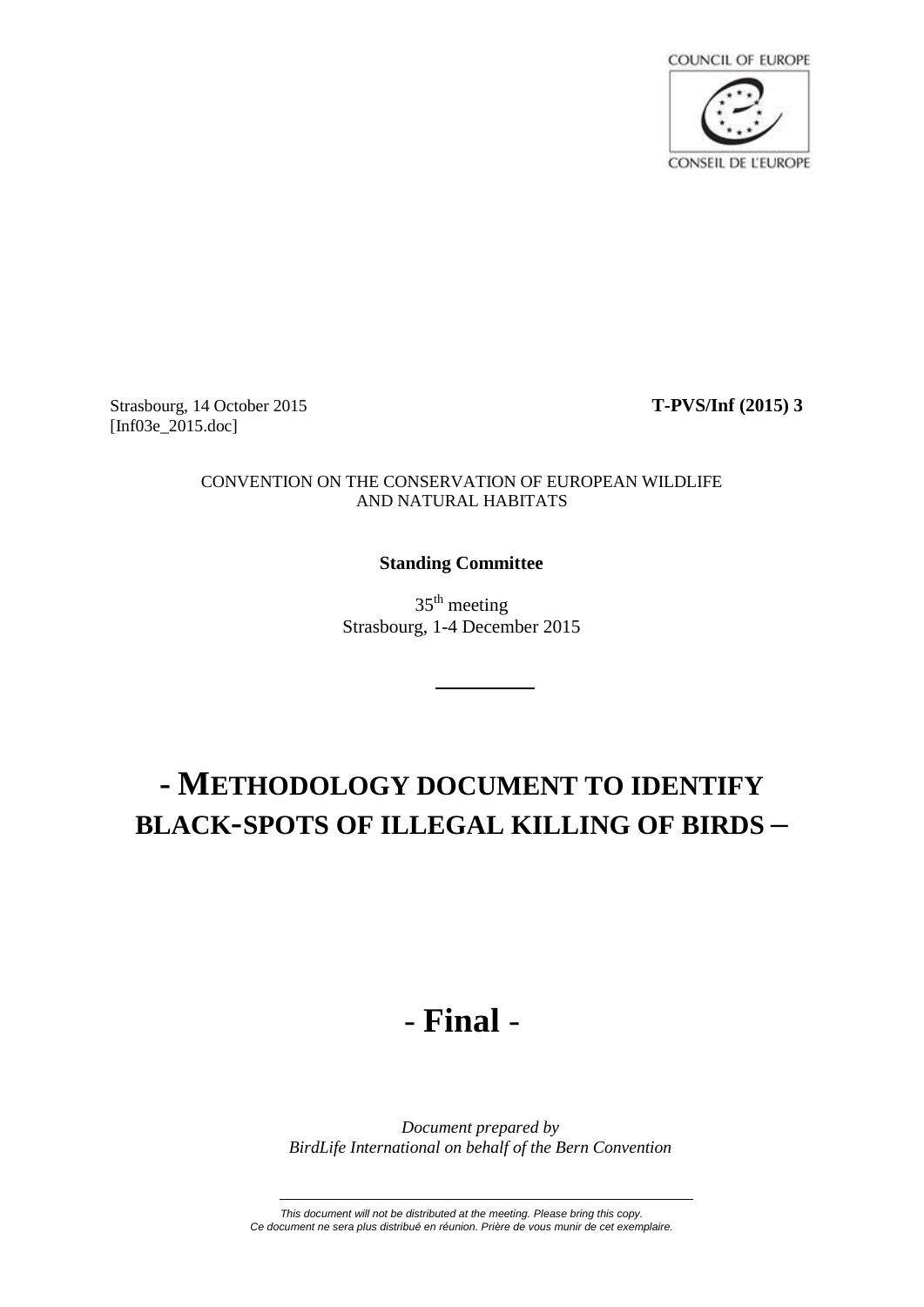COUNCIL OF EUROPE

CONSEIL DE L'EUROPE

Strasbourg, 14 October 2015 **T-PVS/Inf (2015) 3**
[Inf03e_2015.doc]

CONVENTION ON THE CONSERVATION OF EUROPEAN WILDLIFE AND NATURAL HABITATS

**Standing Committee**

35th meeting
Strasbourg, 1-4 December 2015

# - METHODOLOGY DOCUMENT TO IDENTIFY BLACK-SPOTS OF ILLEGAL KILLING OF BIRDS –

# - Final -

*Document prepared by*
*BirdLife International on behalf of the Bern Convention*

*This document will not be distributed at the meeting. Please bring this copy.*
*Ce document ne sera plus distribué en réunion. Prière de vous munir de cet exemplaire.*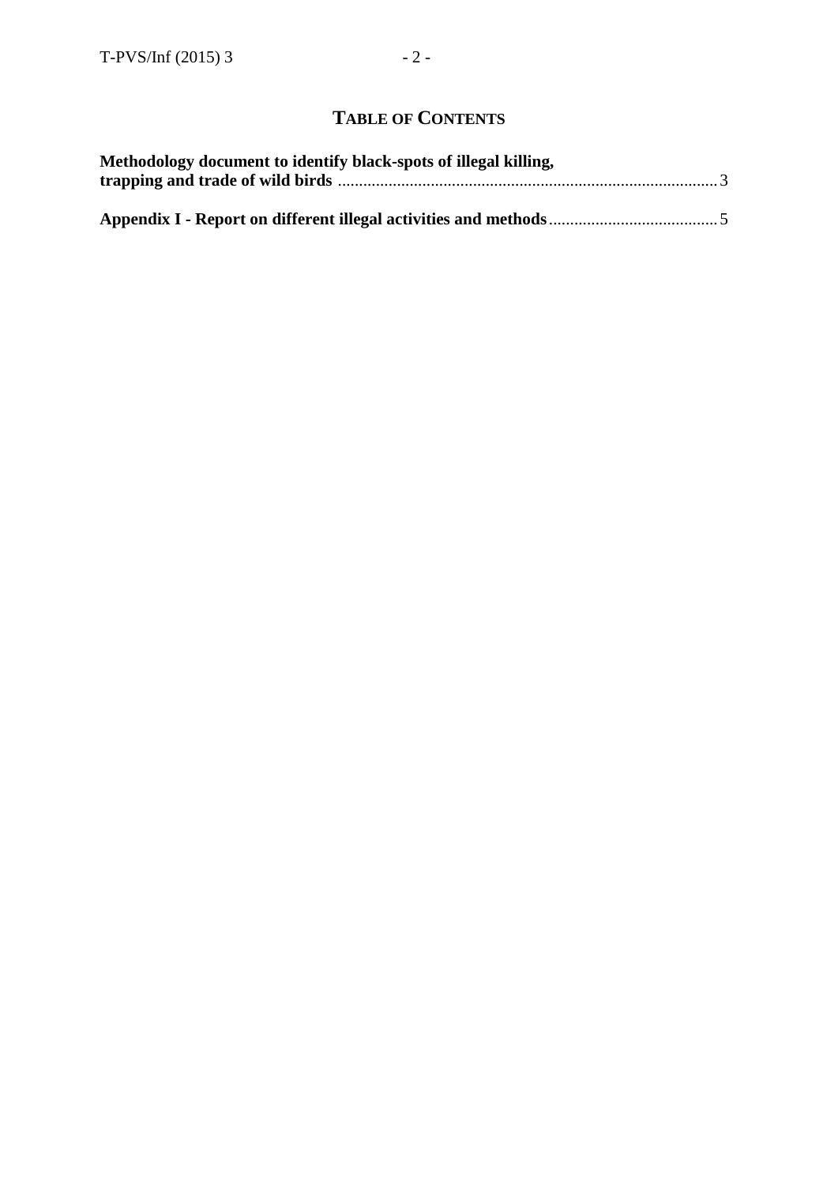# TABLE OF CONTENTS

**Methodology document to identify black-spots of illegal killing, trapping and trade of wild birds** ........................................................................................ 3

**Appendix I - Report on different illegal activities and methods** ........................................ 5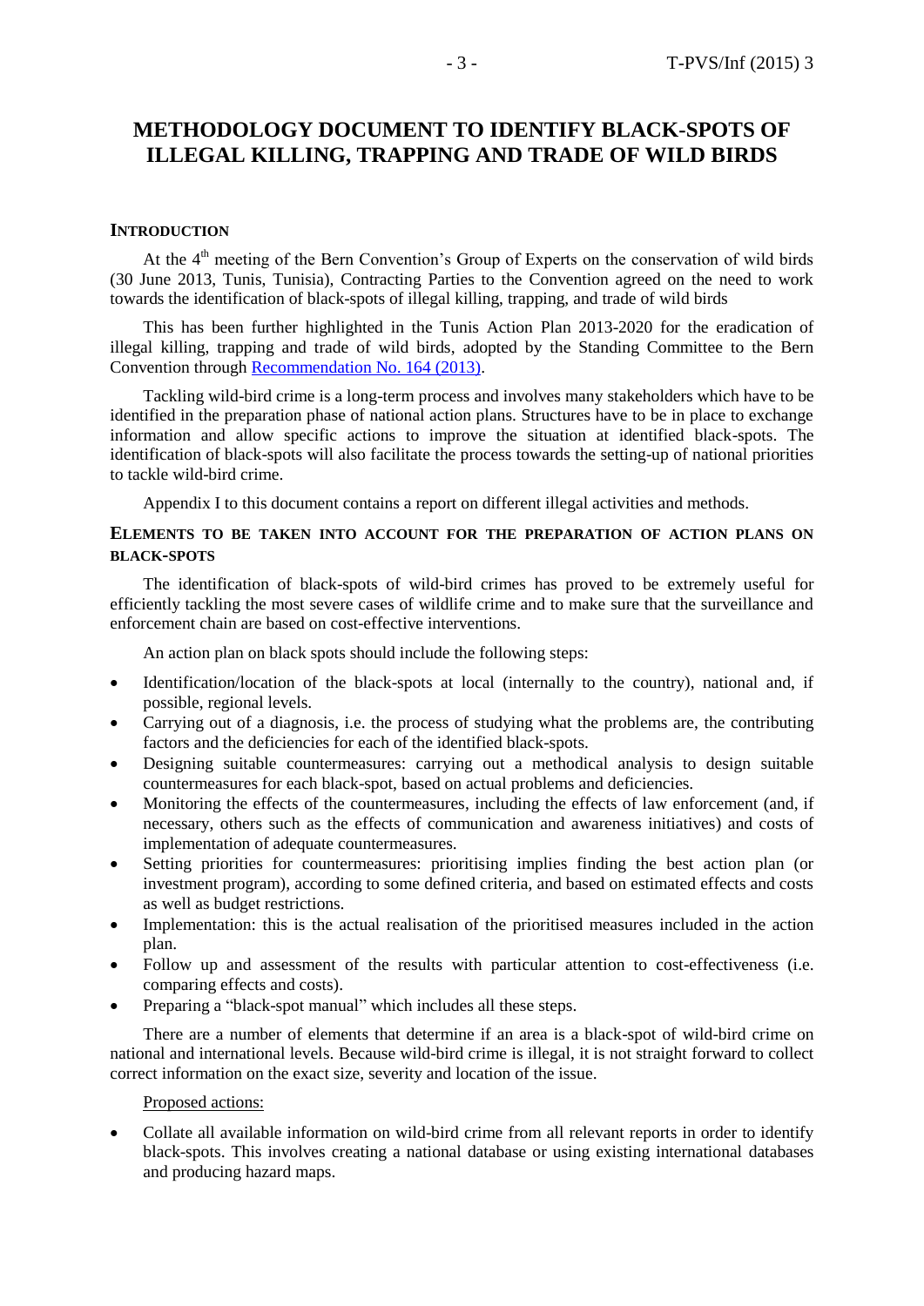# METHODOLOGY DOCUMENT TO IDENTIFY BLACK-SPOTS OF ILLEGAL KILLING, TRAPPING AND TRADE OF WILD BIRDS

## INTRODUCTION

At the 4th meeting of the Bern Convention's Group of Experts on the conservation of wild birds (30 June 2013, Tunis, Tunisia), Contracting Parties to the Convention agreed on the need to work towards the identification of black-spots of illegal killing, trapping, and trade of wild birds

This has been further highlighted in the Tunis Action Plan 2013-2020 for the eradication of illegal killing, trapping and trade of wild birds, adopted by the Standing Committee to the Bern Convention through Recommendation No. 164 (2013).

Tackling wild-bird crime is a long-term process and involves many stakeholders which have to be identified in the preparation phase of national action plans. Structures have to be in place to exchange information and allow specific actions to improve the situation at identified black-spots. The identification of black-spots will also facilitate the process towards the setting-up of national priorities to tackle wild-bird crime.

Appendix I to this document contains a report on different illegal activities and methods.

## ELEMENTS TO BE TAKEN INTO ACCOUNT FOR THE PREPARATION OF ACTION PLANS ON BLACK-SPOTS

The identification of black-spots of wild-bird crimes has proved to be extremely useful for efficiently tackling the most severe cases of wildlife crime and to make sure that the surveillance and enforcement chain are based on cost-effective interventions.

An action plan on black spots should include the following steps:

- Identification/location of the black-spots at local (internally to the country), national and, if possible, regional levels.
- Carrying out of a diagnosis, i.e. the process of studying what the problems are, the contributing factors and the deficiencies for each of the identified black-spots.
- Designing suitable countermeasures: carrying out a methodical analysis to design suitable countermeasures for each black-spot, based on actual problems and deficiencies.
- Monitoring the effects of the countermeasures, including the effects of law enforcement (and, if necessary, others such as the effects of communication and awareness initiatives) and costs of implementation of adequate countermeasures.
- Setting priorities for countermeasures: prioritising implies finding the best action plan (or investment program), according to some defined criteria, and based on estimated effects and costs as well as budget restrictions.
- Implementation: this is the actual realisation of the prioritised measures included in the action plan.
- Follow up and assessment of the results with particular attention to cost-effectiveness (i.e. comparing effects and costs).
- Preparing a "black-spot manual" which includes all these steps.

There are a number of elements that determine if an area is a black-spot of wild-bird crime on national and international levels. Because wild-bird crime is illegal, it is not straight forward to collect correct information on the exact size, severity and location of the issue.

Proposed actions:

- Collate all available information on wild-bird crime from all relevant reports in order to identify black-spots. This involves creating a national database or using existing international databases and producing hazard maps.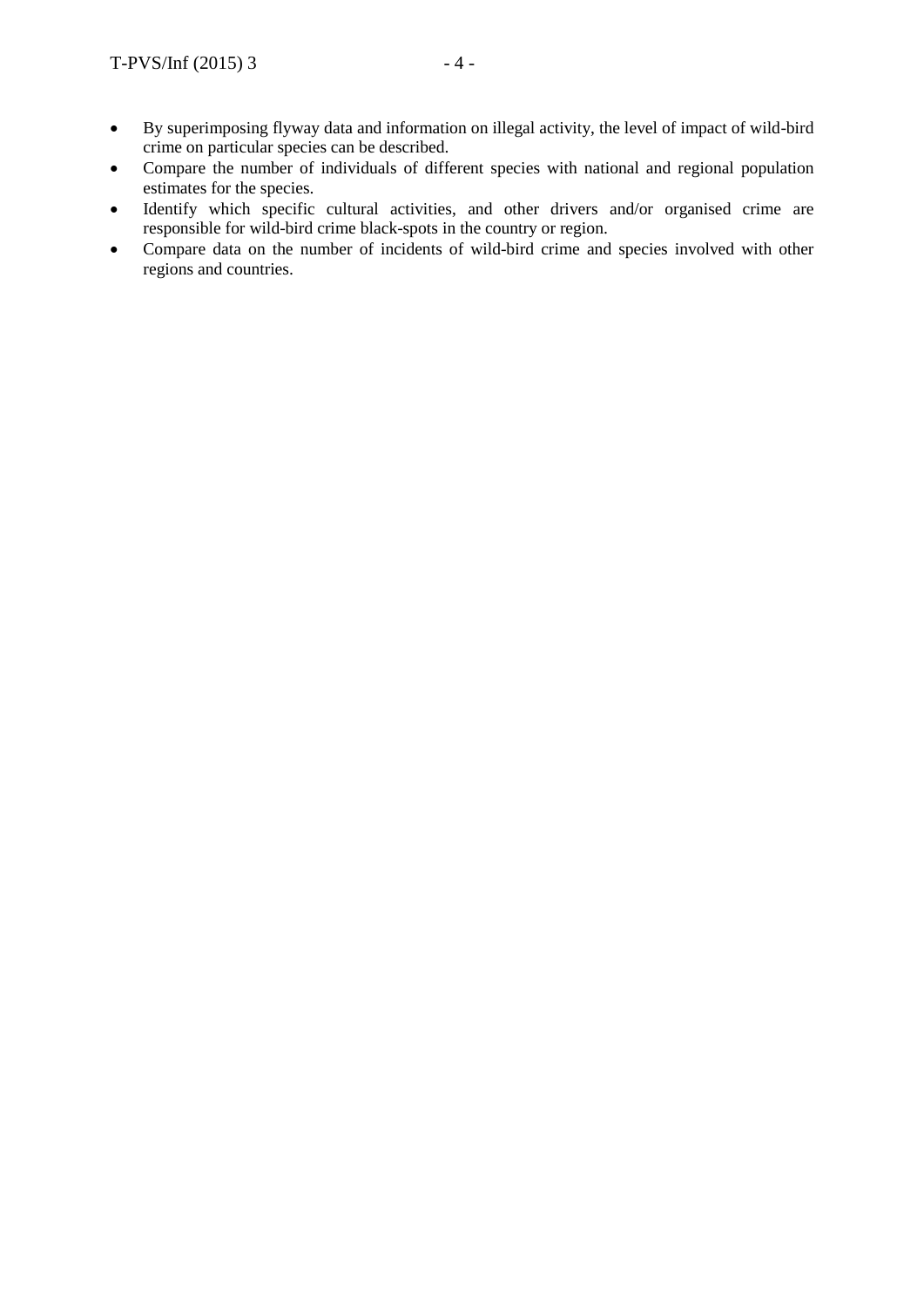- By superimposing flyway data and information on illegal activity, the level of impact of wild-bird crime on particular species can be described.
- Compare the number of individuals of different species with national and regional population estimates for the species.
- Identify which specific cultural activities, and other drivers and/or organised crime are responsible for wild-bird crime black-spots in the country or region.
- Compare data on the number of incidents of wild-bird crime and species involved with other regions and countries.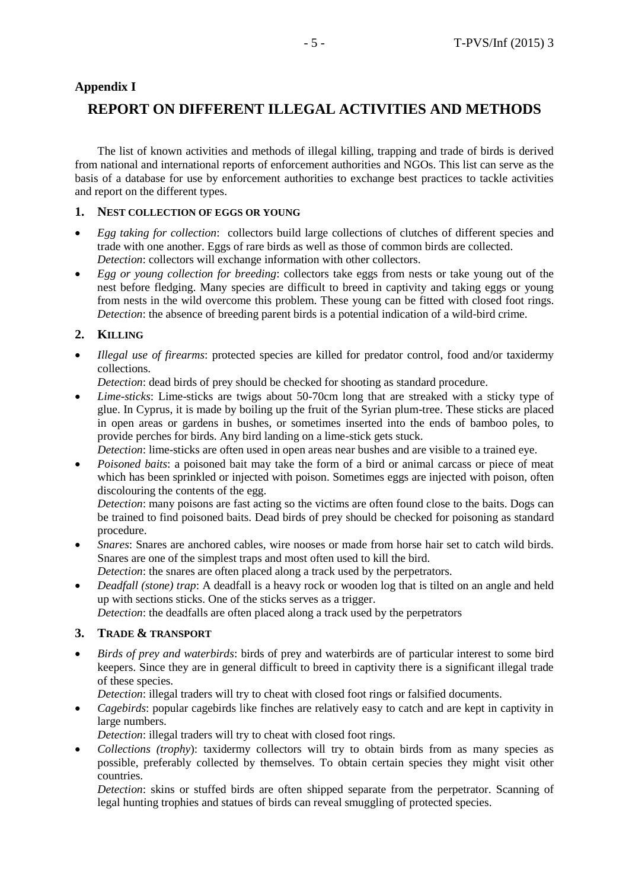## Appendix I

# REPORT ON DIFFERENT ILLEGAL ACTIVITIES AND METHODS

The list of known activities and methods of illegal killing, trapping and trade of birds is derived from national and international reports of enforcement authorities and NGOs. This list can serve as the basis of a database for use by enforcement authorities to exchange best practices to tackle activities and report on the different types.

### 1. NEST COLLECTION OF EGGS OR YOUNG

- *Egg taking for collection*: collectors build large collections of clutches of different species and trade with one another. Eggs of rare birds as well as those of common birds are collected.
  *Detection*: collectors will exchange information with other collectors.
- *Egg or young collection for breeding*: collectors take eggs from nests or take young out of the nest before fledging. Many species are difficult to breed in captivity and taking eggs or young from nests in the wild overcome this problem. These young can be fitted with closed foot rings.
  *Detection*: the absence of breeding parent birds is a potential indication of a wild-bird crime.

### 2. KILLING

- *Illegal use of firearms*: protected species are killed for predator control, food and/or taxidermy collections.
  *Detection*: dead birds of prey should be checked for shooting as standard procedure.
- *Lime-sticks*: Lime-sticks are twigs about 50-70cm long that are streaked with a sticky type of glue. In Cyprus, it is made by boiling up the fruit of the Syrian plum-tree. These sticks are placed in open areas or gardens in bushes, or sometimes inserted into the ends of bamboo poles, to provide perches for birds. Any bird landing on a lime-stick gets stuck.
  *Detection*: lime-sticks are often used in open areas near bushes and are visible to a trained eye.
- *Poisoned baits*: a poisoned bait may take the form of a bird or animal carcass or piece of meat which has been sprinkled or injected with poison. Sometimes eggs are injected with poison, often discolouring the contents of the egg.
  *Detection*: many poisons are fast acting so the victims are often found close to the baits. Dogs can be trained to find poisoned baits. Dead birds of prey should be checked for poisoning as standard procedure.
- *Snares*: Snares are anchored cables, wire nooses or made from horse hair set to catch wild birds. Snares are one of the simplest traps and most often used to kill the bird.
  *Detection*: the snares are often placed along a track used by the perpetrators.
- *Deadfall (stone) trap*: A deadfall is a heavy rock or wooden log that is tilted on an angle and held up with sections sticks. One of the sticks serves as a trigger.
  *Detection*: the deadfalls are often placed along a track used by the perpetrators

### 3. TRADE & TRANSPORT

- *Birds of prey and waterbirds*: birds of prey and waterbirds are of particular interest to some bird keepers. Since they are in general difficult to breed in captivity there is a significant illegal trade of these species.
  *Detection*: illegal traders will try to cheat with closed foot rings or falsified documents.
- *Cagebirds*: popular cagebirds like finches are relatively easy to catch and are kept in captivity in large numbers.
  *Detection*: illegal traders will try to cheat with closed foot rings.
- *Collections (trophy)*: taxidermy collectors will try to obtain birds from as many species as possible, preferably collected by themselves. To obtain certain species they might visit other countries.
  *Detection*: skins or stuffed birds are often shipped separate from the perpetrator. Scanning of legal hunting trophies and statues of birds can reveal smuggling of protected species.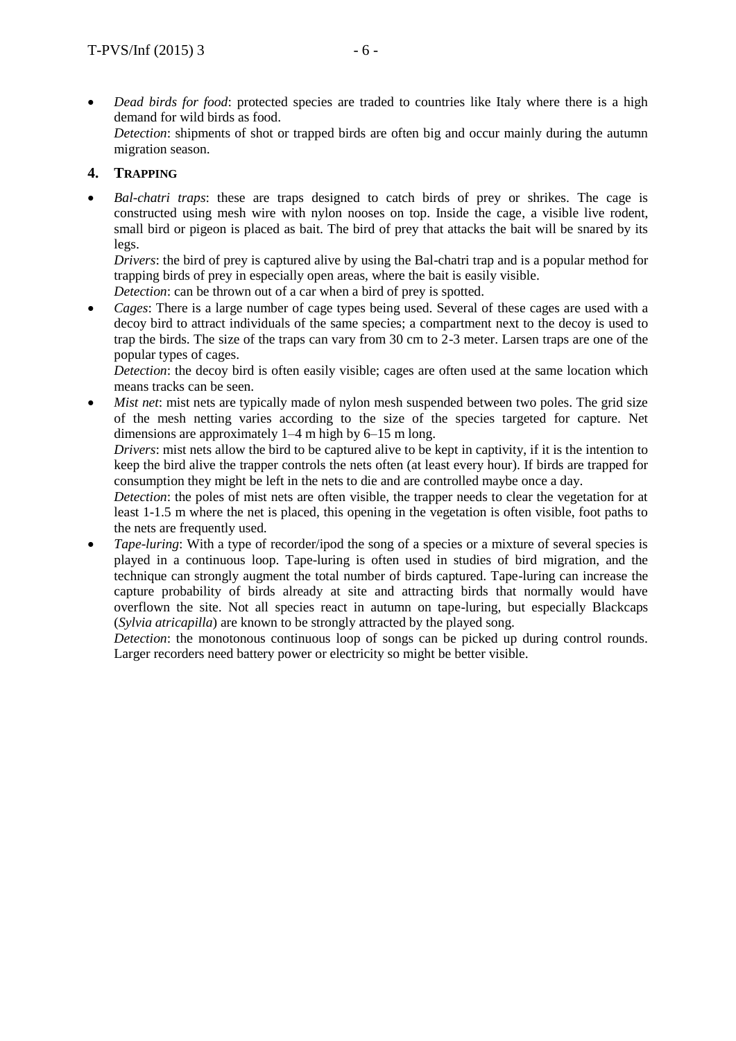- *Dead birds for food*: protected species are traded to countries like Italy where there is a high demand for wild birds as food.
  *Detection*: shipments of shot or trapped birds are often big and occur mainly during the autumn migration season.

## 4. Trapping

- *Bal-chatri traps*: these are traps designed to catch birds of prey or shrikes. The cage is constructed using mesh wire with nylon nooses on top. Inside the cage, a visible live rodent, small bird or pigeon is placed as bait. The bird of prey that attacks the bait will be snared by its legs.
  *Drivers*: the bird of prey is captured alive by using the Bal-chatri trap and is a popular method for trapping birds of prey in especially open areas, where the bait is easily visible.
  *Detection*: can be thrown out of a car when a bird of prey is spotted.
- *Cages*: There is a large number of cage types being used. Several of these cages are used with a decoy bird to attract individuals of the same species; a compartment next to the decoy is used to trap the birds. The size of the traps can vary from 30 cm to 2-3 meter. Larsen traps are one of the popular types of cages.
  *Detection*: the decoy bird is often easily visible; cages are often used at the same location which means tracks can be seen.
- *Mist net*: mist nets are typically made of nylon mesh suspended between two poles. The grid size of the mesh netting varies according to the size of the species targeted for capture. Net dimensions are approximately 1–4 m high by 6–15 m long.
  *Drivers*: mist nets allow the bird to be captured alive to be kept in captivity, if it is the intention to keep the bird alive the trapper controls the nets often (at least every hour). If birds are trapped for consumption they might be left in the nets to die and are controlled maybe once a day.
  *Detection*: the poles of mist nets are often visible, the trapper needs to clear the vegetation for at least 1-1.5 m where the net is placed, this opening in the vegetation is often visible, foot paths to the nets are frequently used.
- *Tape-luring*: With a type of recorder/ipod the song of a species or a mixture of several species is played in a continuous loop. Tape-luring is often used in studies of bird migration, and the technique can strongly augment the total number of birds captured. Tape-luring can increase the capture probability of birds already at site and attracting birds that normally would have overflown the site. Not all species react in autumn on tape-luring, but especially Blackcaps (*Sylvia atricapilla*) are known to be strongly attracted by the played song.
  *Detection*: the monotonous continuous loop of songs can be picked up during control rounds. Larger recorders need battery power or electricity so might be better visible.